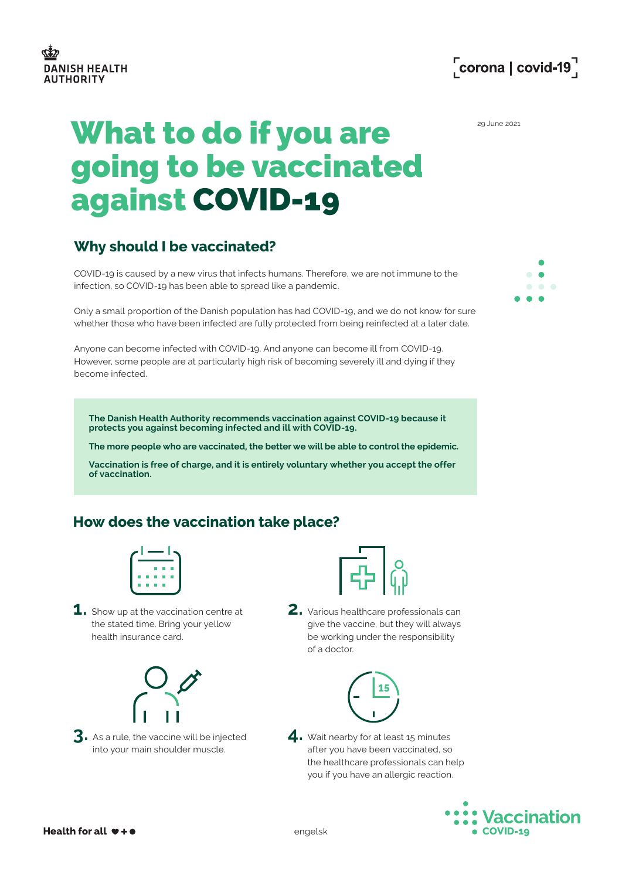# What to do if you are going to be vaccinated against COVID-19

29 June 2021

## Why should I be vaccinated?

COVID-19 is caused by a new virus that infects humans. Therefore, we are not immune to the infection, so COVID-19 has been able to spread like a pandemic.

Only a small proportion of the Danish population has had COVID-19, and we do not know for sure whether those who have been infected are fully protected from being reinfected at a later date.

Anyone can become infected with COVID-19. And anyone can become ill from COVID-19. However, some people are at particularly high risk of becoming severely ill and dying if they become infected.

**The Danish Health Authority recommends vaccination against COVID-19 because it protects you against becoming infected and ill with COVID-19.**

**The more people who are vaccinated, the better we will be able to control the epidemic.**

**Vaccination is free of charge, and it is entirely voluntary whether you accept the offer of vaccination.**

## How does the vaccination take place?

1. Show up at the vaccination centre at the stated time. Bring your yellow health insurance card.
2. Various healthcare professionals can give the vaccine, but they will always be working under the responsibility of a doctor.
3. As a rule, the vaccine will be injected into your main shoulder muscle.
4. Wait nearby for at least 15 minutes after you have been vaccinated, so the healthcare professionals can help you if you have an allergic reaction.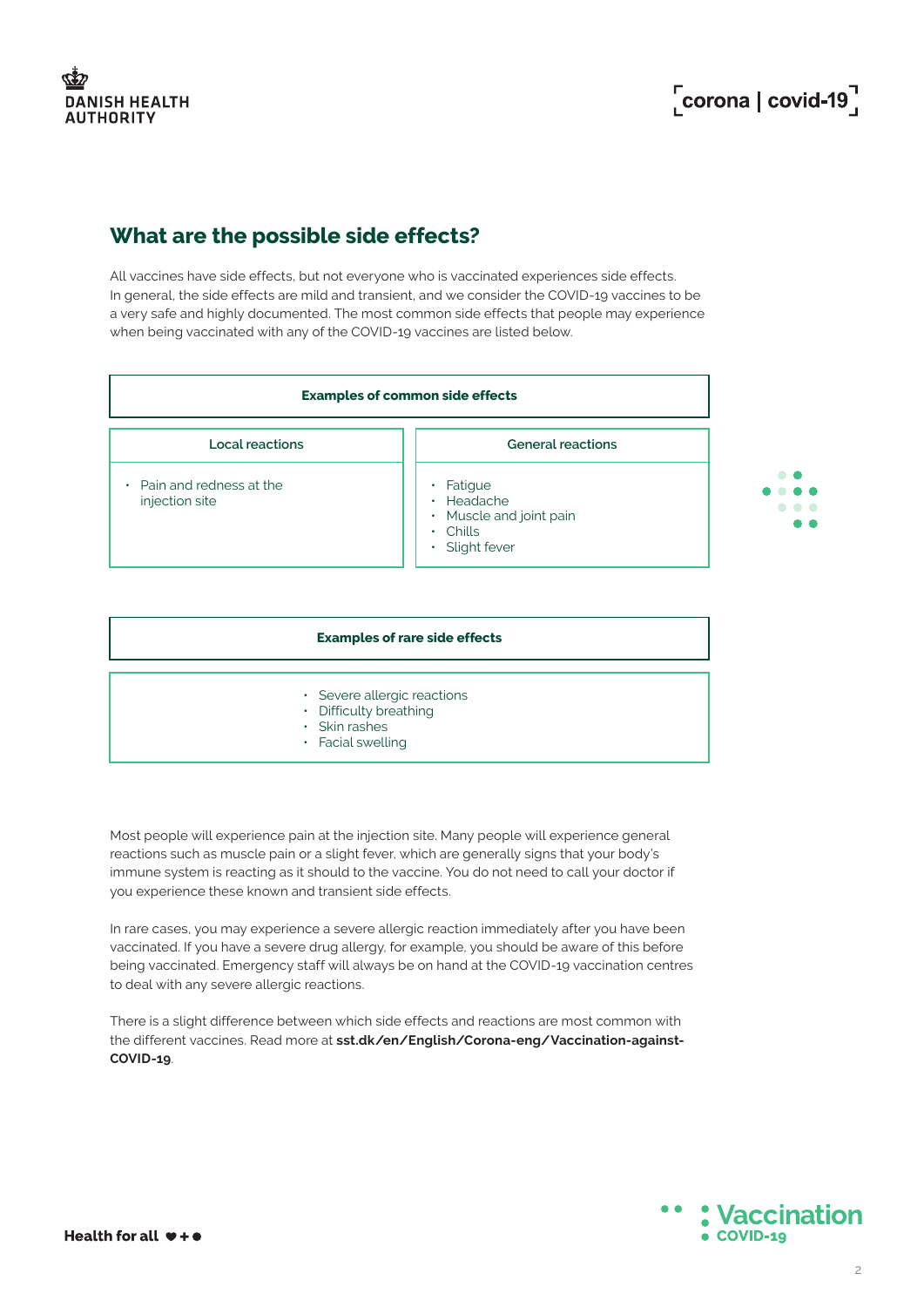## What are the possible side effects?

All vaccines have side effects, but not everyone who is vaccinated experiences side effects. In general, the side effects are mild and transient, and we consider the COVID-19 vaccines to be a very safe and highly documented. The most common side effects that people may experience when being vaccinated with any of the COVID-19 vaccines are listed below.

| Examples of common side effects | |
|---|---|
| **Local reactions** | **General reactions** |
| • Pain and redness at the injection site | • Fatigue<br>• Headache<br>• Muscle and joint pain<br>• Chills<br>• Slight fever |

| Examples of rare side effects |
|---|
| • Severe allergic reactions<br>• Difficulty breathing<br>• Skin rashes<br>• Facial swelling |

Most people will experience pain at the injection site. Many people will experience general reactions such as muscle pain or a slight fever, which are generally signs that your body's immune system is reacting as it should to the vaccine. You do not need to call your doctor if you experience these known and transient side effects.

In rare cases, you may experience a severe allergic reaction immediately after you have been vaccinated. If you have a severe drug allergy, for example, you should be aware of this before being vaccinated. Emergency staff will always be on hand at the COVID-19 vaccination centres to deal with any severe allergic reactions.

There is a slight difference between which side effects and reactions are most common with the different vaccines. Read more at **sst.dk/en/English/Corona-eng/Vaccination-against-COVID-19**.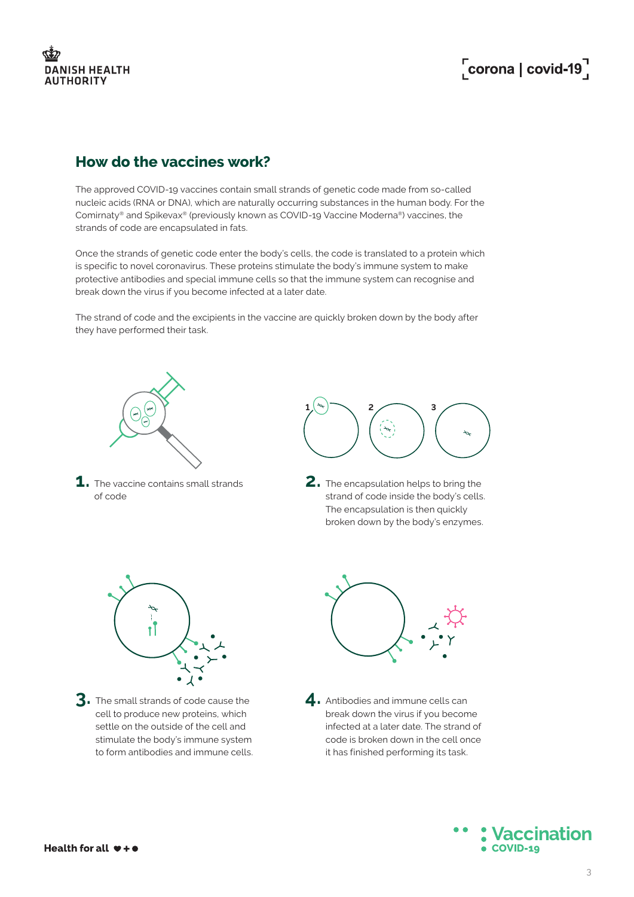## How do the vaccines work?

The approved COVID-19 vaccines contain small strands of genetic code made from so-called nucleic acids (RNA or DNA), which are naturally occurring substances in the human body. For the Comirnaty® and Spikevax® (previously known as COVID-19 Vaccine Moderna®) vaccines, the strands of code are encapsulated in fats.

Once the strands of genetic code enter the body's cells, the code is translated to a protein which is specific to novel coronavirus. These proteins stimulate the body's immune system to make protective antibodies and special immune cells so that the immune system can recognise and break down the virus if you become infected at a later date.

The strand of code and the excipients in the vaccine are quickly broken down by the body after they have performed their task.

**1.** The vaccine contains small strands of code

**2.** The encapsulation helps to bring the strand of code inside the body's cells. The encapsulation is then quickly broken down by the body's enzymes.

**3.** The small strands of code cause the cell to produce new proteins, which settle on the outside of the cell and stimulate the body's immune system to form antibodies and immune cells.

**4.** Antibodies and immune cells can break down the virus if you become infected at a later date. The strand of code is broken down in the cell once it has finished performing its task.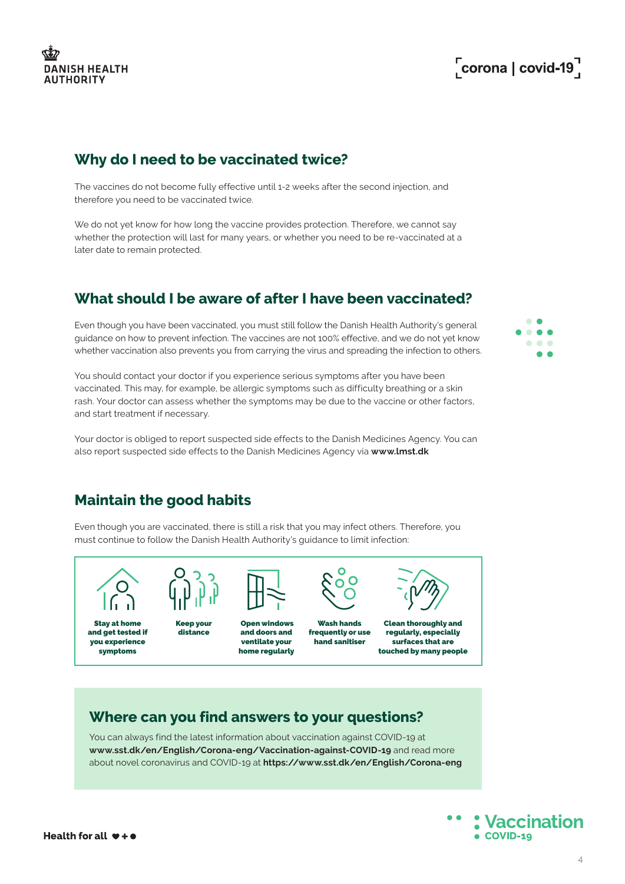## Why do I need to be vaccinated twice?

The vaccines do not become fully effective until 1-2 weeks after the second injection, and therefore you need to be vaccinated twice.

We do not yet know for how long the vaccine provides protection. Therefore, we cannot say whether the protection will last for many years, or whether you need to be re-vaccinated at a later date to remain protected.

## What should I be aware of after I have been vaccinated?

Even though you have been vaccinated, you must still follow the Danish Health Authority's general guidance on how to prevent infection. The vaccines are not 100% effective, and we do not yet know whether vaccination also prevents you from carrying the virus and spreading the infection to others.

You should contact your doctor if you experience serious symptoms after you have been vaccinated. This may, for example, be allergic symptoms such as difficulty breathing or a skin rash. Your doctor can assess whether the symptoms may be due to the vaccine or other factors, and start treatment if necessary.

Your doctor is obliged to report suspected side effects to the Danish Medicines Agency. You can also report suspected side effects to the Danish Medicines Agency via **www.lmst.dk**

## Maintain the good habits

Even though you are vaccinated, there is still a risk that you may infect others. Therefore, you must continue to follow the Danish Health Authority's guidance to limit infection:

- **Stay at home and get tested if you experience symptoms**
- **Keep your distance**
- **Open windows and doors and ventilate your home regularly**
- **Wash hands frequently or use hand sanitiser**
- **Clean thoroughly and regularly, especially surfaces that are touched by many people**

## Where can you find answers to your questions?

You can always find the latest information about vaccination against COVID-19 at **www.sst.dk/en/English/Corona-eng/Vaccination-against-COVID-19** and read more about novel coronavirus and COVID-19 at **https://www.sst.dk/en/English/Corona-eng**